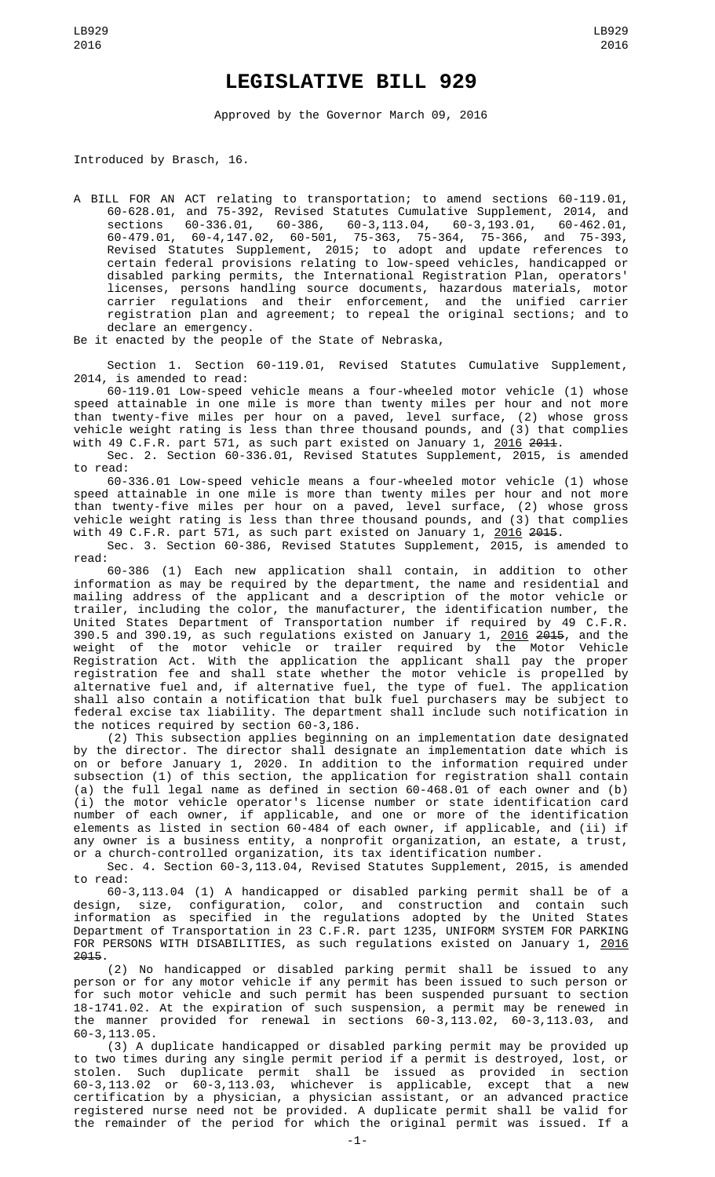# LEGISLATIVE BILL 929

Approved by the Governor March 09, 2016

Introduced by Brasch, 16.

A BILL FOR AN ACT relating to transportation; to amend sections 60-119.01, 60-628.01, and 75-392, Revised Statutes Cumulative Supplement, 2014, and sections 60-336.01, 60-386, 60-3,113.04, 60-3,193.01, 60-462.01, 60-479.01, 60-4,147.02, 60-501, 75-363, 75-364, 75-366, and 75-393, Revised Statutes Supplement, 2015; to adopt and update references to certain federal provisions relating to low-speed vehicles, handicapped or disabled parking permits, the International Registration Plan, operators' licenses, persons handling source documents, hazardous materials, motor carrier regulations and their enforcement, and the unified carrier registration plan and agreement; to repeal the original sections; and to declare an emergency.

Be it enacted by the people of the State of Nebraska,

Section 1. Section 60-119.01, Revised Statutes Cumulative Supplement, 2014, is amended to read:

60-119.01 Low-speed vehicle means a four-wheeled motor vehicle (1) whose speed attainable in one mile is more than twenty miles per hour and not more than twenty-five miles per hour on a paved, level surface, (2) whose gross vehicle weight rating is less than three thousand pounds, and (3) that complies with 49 C.F.R. part 571, as such part existed on January 1, <u>2016</u> ~~2011~~.

Sec. 2. Section 60-336.01, Revised Statutes Supplement, 2015, is amended to read:

60-336.01 Low-speed vehicle means a four-wheeled motor vehicle (1) whose speed attainable in one mile is more than twenty miles per hour and not more than twenty-five miles per hour on a paved, level surface, (2) whose gross vehicle weight rating is less than three thousand pounds, and (3) that complies with 49 C.F.R. part 571, as such part existed on January 1, <u>2016</u> ~~2015~~.

Sec. 3. Section 60-386, Revised Statutes Supplement, 2015, is amended to read:

60-386 (1) Each new application shall contain, in addition to other information as may be required by the department, the name and residential and mailing address of the applicant and a description of the motor vehicle or trailer, including the color, the manufacturer, the identification number, the United States Department of Transportation number if required by 49 C.F.R. 390.5 and 390.19, as such regulations existed on January 1, <u>2016</u> ~~2015~~, and the weight of the motor vehicle or trailer required by the Motor Vehicle Registration Act. With the application the applicant shall pay the proper registration fee and shall state whether the motor vehicle is propelled by alternative fuel and, if alternative fuel, the type of fuel. The application shall also contain a notification that bulk fuel purchasers may be subject to federal excise tax liability. The department shall include such notification in the notices required by section 60-3,186.

(2) This subsection applies beginning on an implementation date designated by the director. The director shall designate an implementation date which is on or before January 1, 2020. In addition to the information required under subsection (1) of this section, the application for registration shall contain (a) the full legal name as defined in section 60-468.01 of each owner and (b) (i) the motor vehicle operator's license number or state identification card number of each owner, if applicable, and one or more of the identification elements as listed in section 60-484 of each owner, if applicable, and (ii) if any owner is a business entity, a nonprofit organization, an estate, a trust, or a church-controlled organization, its tax identification number.

Sec. 4. Section 60-3,113.04, Revised Statutes Supplement, 2015, is amended to read:

60-3,113.04 (1) A handicapped or disabled parking permit shall be of a design, size, configuration, color, and construction and contain such information as specified in the regulations adopted by the United States Department of Transportation in 23 C.F.R. part 1235, UNIFORM SYSTEM FOR PARKING FOR PERSONS WITH DISABILITIES, as such regulations existed on January 1, <u>2016</u> ~~2015~~.

(2) No handicapped or disabled parking permit shall be issued to any person or for any motor vehicle if any permit has been issued to such person or for such motor vehicle and such permit has been suspended pursuant to section 18-1741.02. At the expiration of such suspension, a permit may be renewed in the manner provided for renewal in sections 60-3,113.02, 60-3,113.03, and 60-3,113.05.

(3) A duplicate handicapped or disabled parking permit may be provided up to two times during any single permit period if a permit is destroyed, lost, or stolen. Such duplicate permit shall be issued as provided in section 60-3,113.02 or 60-3,113.03, whichever is applicable, except that a new certification by a physician, a physician assistant, or an advanced practice registered nurse need not be provided. A duplicate permit shall be valid for the remainder of the period for which the original permit was issued. If a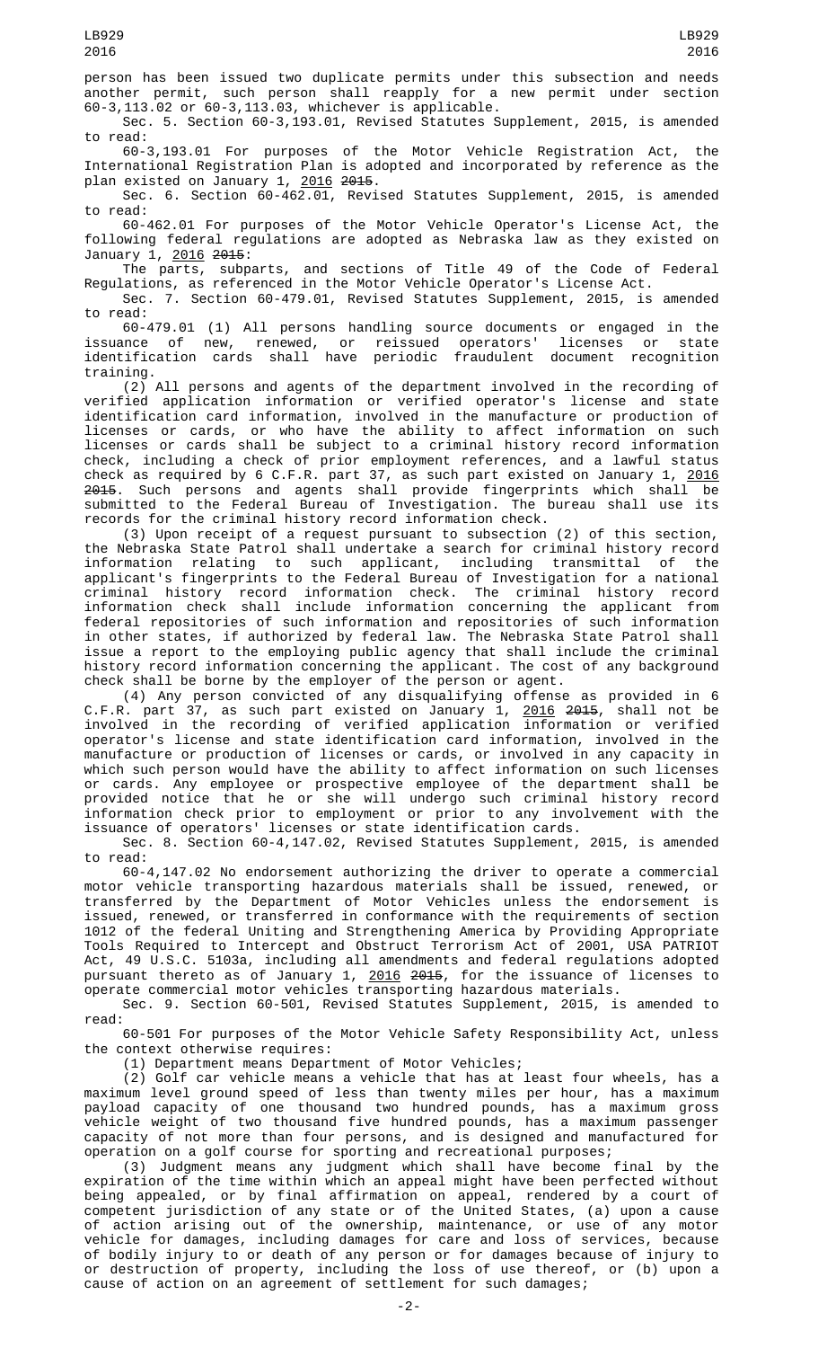person has been issued two duplicate permits under this subsection and needs another permit, such person shall reapply for a new permit under section 60-3,113.02 or 60-3,113.03, whichever is applicable.

Sec. 5. Section 60-3,193.01, Revised Statutes Supplement, 2015, is amended to read:

60-3,193.01 For purposes of the Motor Vehicle Registration Act, the International Registration Plan is adopted and incorporated by reference as the plan existed on January 1, 2016 ~~2015~~.

Sec. 6. Section 60-462.01, Revised Statutes Supplement, 2015, is amended to read:

60-462.01 For purposes of the Motor Vehicle Operator's License Act, the following federal regulations are adopted as Nebraska law as they existed on January 1, 2016 ~~2015~~:

The parts, subparts, and sections of Title 49 of the Code of Federal Regulations, as referenced in the Motor Vehicle Operator's License Act.

Sec. 7. Section 60-479.01, Revised Statutes Supplement, 2015, is amended to read:

60-479.01 (1) All persons handling source documents or engaged in the issuance of new, renewed, or reissued operators' licenses or state identification cards shall have periodic fraudulent document recognition training.

(2) All persons and agents of the department involved in the recording of verified application information or verified operator's license and state identification card information, involved in the manufacture or production of licenses or cards, or who have the ability to affect information on such licenses or cards shall be subject to a criminal history record information check, including a check of prior employment references, and a lawful status check as required by 6 C.F.R. part 37, as such part existed on January 1, 2016 ~~2015~~. Such persons and agents shall provide fingerprints which shall be submitted to the Federal Bureau of Investigation. The bureau shall use its records for the criminal history record information check.

(3) Upon receipt of a request pursuant to subsection (2) of this section, the Nebraska State Patrol shall undertake a search for criminal history record information relating to such applicant, including transmittal of the applicant's fingerprints to the Federal Bureau of Investigation for a national criminal history record information check. The criminal history record information check shall include information concerning the applicant from federal repositories of such information and repositories of such information in other states, if authorized by federal law. The Nebraska State Patrol shall issue a report to the employing public agency that shall include the criminal history record information concerning the applicant. The cost of any background check shall be borne by the employer of the person or agent.

(4) Any person convicted of any disqualifying offense as provided in 6 C.F.R. part 37, as such part existed on January 1, 2016 ~~2015~~, shall not be involved in the recording of verified application information or verified operator's license and state identification card information, involved in the manufacture or production of licenses or cards, or involved in any capacity in which such person would have the ability to affect information on such licenses or cards. Any employee or prospective employee of the department shall be provided notice that he or she will undergo such criminal history record information check prior to employment or prior to any involvement with the issuance of operators' licenses or state identification cards.

Sec. 8. Section 60-4,147.02, Revised Statutes Supplement, 2015, is amended to read:

60-4,147.02 No endorsement authorizing the driver to operate a commercial motor vehicle transporting hazardous materials shall be issued, renewed, or transferred by the Department of Motor Vehicles unless the endorsement is issued, renewed, or transferred in conformance with the requirements of section 1012 of the federal Uniting and Strengthening America by Providing Appropriate Tools Required to Intercept and Obstruct Terrorism Act of 2001, USA PATRIOT Act, 49 U.S.C. 5103a, including all amendments and federal regulations adopted pursuant thereto as of January 1, 2016 ~~2015~~, for the issuance of licenses to operate commercial motor vehicles transporting hazardous materials.

Sec. 9. Section 60-501, Revised Statutes Supplement, 2015, is amended to read:

60-501 For purposes of the Motor Vehicle Safety Responsibility Act, unless the context otherwise requires:

(1) Department means Department of Motor Vehicles;

(2) Golf car vehicle means a vehicle that has at least four wheels, has a maximum level ground speed of less than twenty miles per hour, has a maximum payload capacity of one thousand two hundred pounds, has a maximum gross vehicle weight of two thousand five hundred pounds, has a maximum passenger capacity of not more than four persons, and is designed and manufactured for operation on a golf course for sporting and recreational purposes;

(3) Judgment means any judgment which shall have become final by the expiration of the time within which an appeal might have been perfected without being appealed, or by final affirmation on appeal, rendered by a court of competent jurisdiction of any state or of the United States, (a) upon a cause of action arising out of the ownership, maintenance, or use of any motor vehicle for damages, including damages for care and loss of services, because of bodily injury to or death of any person or for damages because of injury to or destruction of property, including the loss of use thereof, or (b) upon a cause of action on an agreement of settlement for such damages;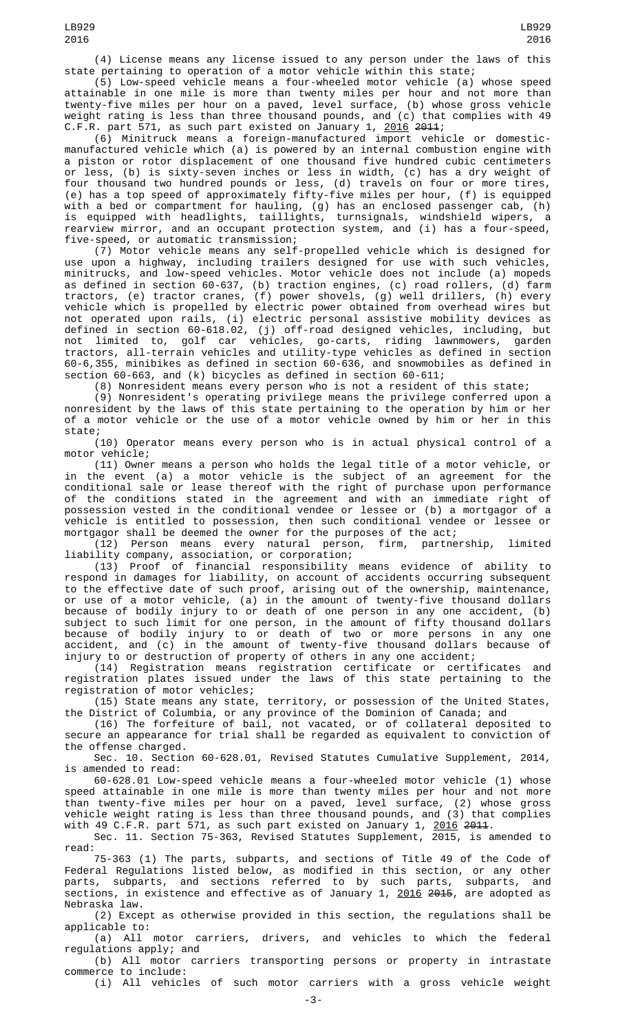(4) License means any license issued to any person under the laws of this state pertaining to operation of a motor vehicle within this state;

(5) Low-speed vehicle means a four-wheeled motor vehicle (a) whose speed attainable in one mile is more than twenty miles per hour and not more than twenty-five miles per hour on a paved, level surface, (b) whose gross vehicle weight rating is less than three thousand pounds, and (c) that complies with 49 C.F.R. part 571, as such part existed on January 1, 2016 ~~2011~~;

(6) Minitruck means a foreign-manufactured import vehicle or domestic-manufactured vehicle which (a) is powered by an internal combustion engine with a piston or rotor displacement of one thousand five hundred cubic centimeters or less, (b) is sixty-seven inches or less in width, (c) has a dry weight of four thousand two hundred pounds or less, (d) travels on four or more tires, (e) has a top speed of approximately fifty-five miles per hour, (f) is equipped with a bed or compartment for hauling, (g) has an enclosed passenger cab, (h) is equipped with headlights, taillights, turnsignals, windshield wipers, a rearview mirror, and an occupant protection system, and (i) has a four-speed, five-speed, or automatic transmission;

(7) Motor vehicle means any self-propelled vehicle which is designed for use upon a highway, including trailers designed for use with such vehicles, minitrucks, and low-speed vehicles. Motor vehicle does not include (a) mopeds as defined in section 60-637, (b) traction engines, (c) road rollers, (d) farm tractors, (e) tractor cranes, (f) power shovels, (g) well drillers, (h) every vehicle which is propelled by electric power obtained from overhead wires but not operated upon rails, (i) electric personal assistive mobility devices as defined in section 60-618.02, (j) off-road designed vehicles, including, but not limited to, golf car vehicles, go-carts, riding lawnmowers, garden tractors, all-terrain vehicles and utility-type vehicles as defined in section 60-6,355, minibikes as defined in section 60-636, and snowmobiles as defined in section 60-663, and (k) bicycles as defined in section 60-611;

(8) Nonresident means every person who is not a resident of this state;

(9) Nonresident's operating privilege means the privilege conferred upon a nonresident by the laws of this state pertaining to the operation by him or her of a motor vehicle or the use of a motor vehicle owned by him or her in this state;

(10) Operator means every person who is in actual physical control of a motor vehicle;

(11) Owner means a person who holds the legal title of a motor vehicle, or in the event (a) a motor vehicle is the subject of an agreement for the conditional sale or lease thereof with the right of purchase upon performance of the conditions stated in the agreement and with an immediate right of possession vested in the conditional vendee or lessee or (b) a mortgagor of a vehicle is entitled to possession, then such conditional vendee or lessee or mortgagor shall be deemed the owner for the purposes of the act;

(12) Person means every natural person, firm, partnership, limited liability company, association, or corporation;

(13) Proof of financial responsibility means evidence of ability to respond in damages for liability, on account of accidents occurring subsequent to the effective date of such proof, arising out of the ownership, maintenance, or use of a motor vehicle, (a) in the amount of twenty-five thousand dollars because of bodily injury to or death of one person in any one accident, (b) subject to such limit for one person, in the amount of fifty thousand dollars because of bodily injury to or death of two or more persons in any one accident, and (c) in the amount of twenty-five thousand dollars because of injury to or destruction of property of others in any one accident;

(14) Registration means registration certificate or certificates and registration plates issued under the laws of this state pertaining to the registration of motor vehicles;

(15) State means any state, territory, or possession of the United States, the District of Columbia, or any province of the Dominion of Canada; and

(16) The forfeiture of bail, not vacated, or of collateral deposited to secure an appearance for trial shall be regarded as equivalent to conviction of the offense charged.

Sec. 10. Section 60-628.01, Revised Statutes Cumulative Supplement, 2014, is amended to read:

60-628.01 Low-speed vehicle means a four-wheeled motor vehicle (1) whose speed attainable in one mile is more than twenty miles per hour and not more than twenty-five miles per hour on a paved, level surface, (2) whose gross vehicle weight rating is less than three thousand pounds, and (3) that complies with 49 C.F.R. part 571, as such part existed on January 1, 2016 ~~2011~~.

Sec. 11. Section 75-363, Revised Statutes Supplement, 2015, is amended to read:

75-363 (1) The parts, subparts, and sections of Title 49 of the Code of Federal Regulations listed below, as modified in this section, or any other parts, subparts, and sections referred to by such parts, subparts, and sections, in existence and effective as of January 1, 2016 ~~2015~~, are adopted as Nebraska law.

(2) Except as otherwise provided in this section, the regulations shall be applicable to:

(a) All motor carriers, drivers, and vehicles to which the federal regulations apply; and

(b) All motor carriers transporting persons or property in intrastate commerce to include:

(i) All vehicles of such motor carriers with a gross vehicle weight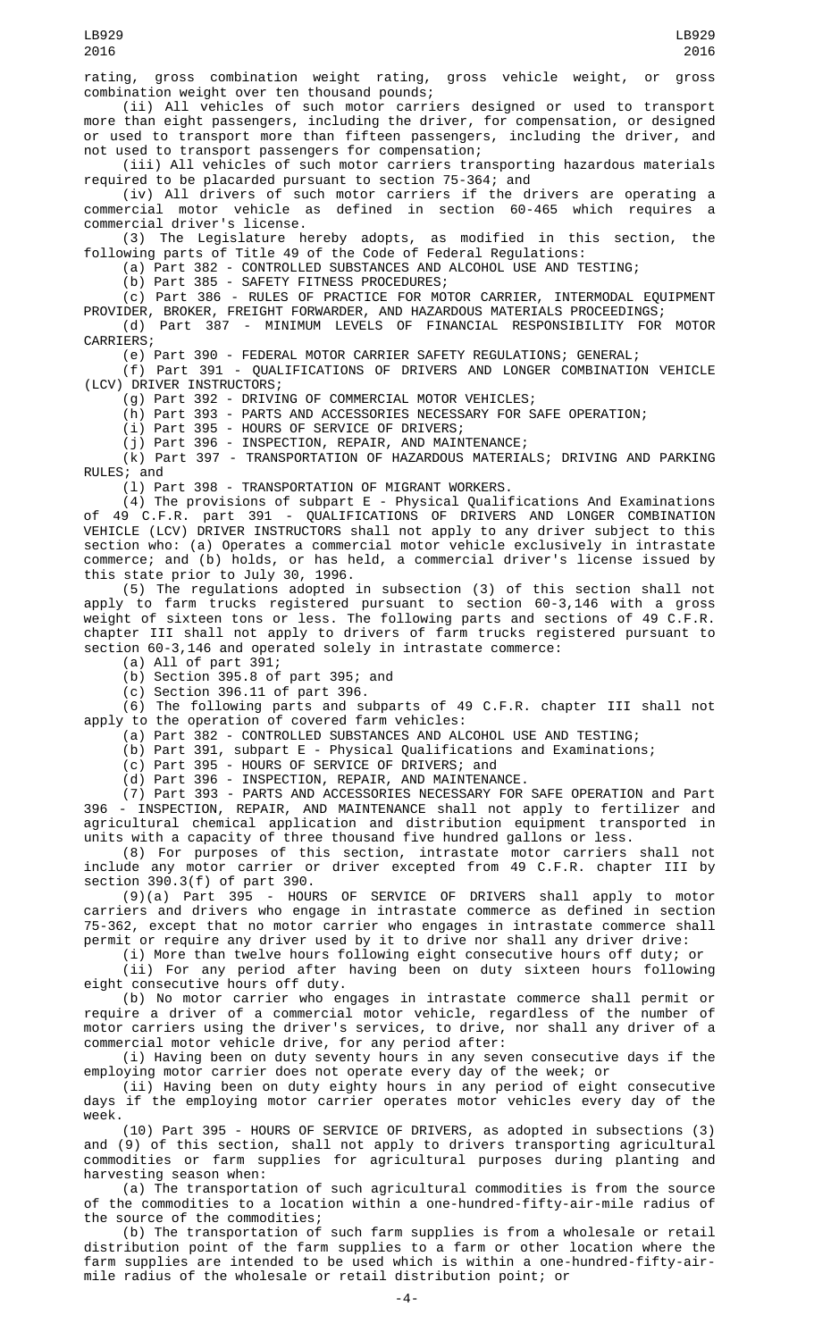rating, gross combination weight rating, gross vehicle weight, or gross combination weight over ten thousand pounds;

(ii) All vehicles of such motor carriers designed or used to transport more than eight passengers, including the driver, for compensation, or designed or used to transport more than fifteen passengers, including the driver, and not used to transport passengers for compensation;

(iii) All vehicles of such motor carriers transporting hazardous materials required to be placarded pursuant to section 75-364; and

(iv) All drivers of such motor carriers if the drivers are operating a commercial motor vehicle as defined in section 60-465 which requires a commercial driver's license.

(3) The Legislature hereby adopts, as modified in this section, the following parts of Title 49 of the Code of Federal Regulations:

(a) Part 382 - CONTROLLED SUBSTANCES AND ALCOHOL USE AND TESTING;

(b) Part 385 - SAFETY FITNESS PROCEDURES;

(c) Part 386 - RULES OF PRACTICE FOR MOTOR CARRIER, INTERMODAL EQUIPMENT PROVIDER, BROKER, FREIGHT FORWARDER, AND HAZARDOUS MATERIALS PROCEEDINGS;

(d) Part 387 - MINIMUM LEVELS OF FINANCIAL RESPONSIBILITY FOR MOTOR CARRIERS;

(e) Part 390 - FEDERAL MOTOR CARRIER SAFETY REGULATIONS; GENERAL;

(f) Part 391 - QUALIFICATIONS OF DRIVERS AND LONGER COMBINATION VEHICLE (LCV) DRIVER INSTRUCTORS;

(g) Part 392 - DRIVING OF COMMERCIAL MOTOR VEHICLES;

(h) Part 393 - PARTS AND ACCESSORIES NECESSARY FOR SAFE OPERATION;

(i) Part 395 - HOURS OF SERVICE OF DRIVERS;

(j) Part 396 - INSPECTION, REPAIR, AND MAINTENANCE;

(k) Part 397 - TRANSPORTATION OF HAZARDOUS MATERIALS; DRIVING AND PARKING RULES; and

(l) Part 398 - TRANSPORTATION OF MIGRANT WORKERS.

(4) The provisions of subpart E - Physical Qualifications And Examinations of 49 C.F.R. part 391 - QUALIFICATIONS OF DRIVERS AND LONGER COMBINATION VEHICLE (LCV) DRIVER INSTRUCTORS shall not apply to any driver subject to this section who: (a) Operates a commercial motor vehicle exclusively in intrastate commerce; and (b) holds, or has held, a commercial driver's license issued by this state prior to July 30, 1996.

(5) The regulations adopted in subsection (3) of this section shall not apply to farm trucks registered pursuant to section 60-3,146 with a gross weight of sixteen tons or less. The following parts and sections of 49 C.F.R. chapter III shall not apply to drivers of farm trucks registered pursuant to section 60-3,146 and operated solely in intrastate commerce:

(a) All of part 391;

(b) Section 395.8 of part 395; and

(c) Section 396.11 of part 396.

(6) The following parts and subparts of 49 C.F.R. chapter III shall not apply to the operation of covered farm vehicles:

(a) Part 382 - CONTROLLED SUBSTANCES AND ALCOHOL USE AND TESTING;

(b) Part 391, subpart E - Physical Qualifications and Examinations;

(c) Part 395 - HOURS OF SERVICE OF DRIVERS; and

(d) Part 396 - INSPECTION, REPAIR, AND MAINTENANCE.

(7) Part 393 - PARTS AND ACCESSORIES NECESSARY FOR SAFE OPERATION and Part 396 - INSPECTION, REPAIR, AND MAINTENANCE shall not apply to fertilizer and agricultural chemical application and distribution equipment transported in units with a capacity of three thousand five hundred gallons or less.

(8) For purposes of this section, intrastate motor carriers shall not include any motor carrier or driver excepted from 49 C.F.R. chapter III by section 390.3(f) of part 390.

(9)(a) Part 395 - HOURS OF SERVICE OF DRIVERS shall apply to motor carriers and drivers who engage in intrastate commerce as defined in section 75-362, except that no motor carrier who engages in intrastate commerce shall permit or require any driver used by it to drive nor shall any driver drive:

(i) More than twelve hours following eight consecutive hours off duty; or

(ii) For any period after having been on duty sixteen hours following eight consecutive hours off duty.

(b) No motor carrier who engages in intrastate commerce shall permit or require a driver of a commercial motor vehicle, regardless of the number of motor carriers using the driver's services, to drive, nor shall any driver of a commercial motor vehicle drive, for any period after:

(i) Having been on duty seventy hours in any seven consecutive days if the employing motor carrier does not operate every day of the week; or

(ii) Having been on duty eighty hours in any period of eight consecutive days if the employing motor carrier operates motor vehicles every day of the week.

(10) Part 395 - HOURS OF SERVICE OF DRIVERS, as adopted in subsections (3) and (9) of this section, shall not apply to drivers transporting agricultural commodities or farm supplies for agricultural purposes during planting and harvesting season when:

(a) The transportation of such agricultural commodities is from the source of the commodities to a location within a one-hundred-fifty-air-mile radius of the source of the commodities;

(b) The transportation of such farm supplies is from a wholesale or retail distribution point of the farm supplies to a farm or other location where the farm supplies are intended to be used which is within a one-hundred-fifty-air-mile radius of the wholesale or retail distribution point; or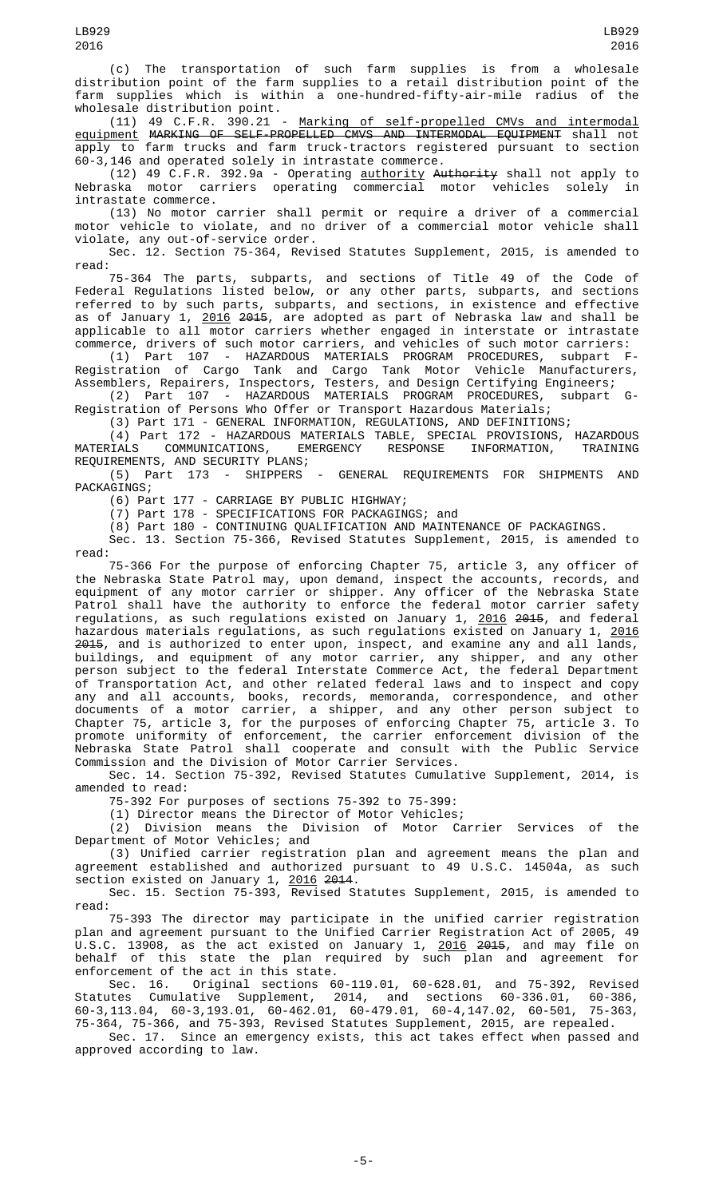(c) The transportation of such farm supplies is from a wholesale distribution point of the farm supplies to a retail distribution point of the farm supplies which is within a one-hundred-fifty-air-mile radius of the wholesale distribution point.

(11) 49 C.F.R. 390.21 - Marking of self-propelled CMVs and intermodal equipment ~~MARKING OF SELF-PROPELLED CMVS AND INTERMODAL EQUIPMENT~~ shall not apply to farm trucks and farm truck-tractors registered pursuant to section 60-3,146 and operated solely in intrastate commerce.

(12) 49 C.F.R. 392.9a - Operating authority ~~Authority~~ shall not apply to Nebraska motor carriers operating commercial motor vehicles solely in intrastate commerce.

(13) No motor carrier shall permit or require a driver of a commercial motor vehicle to violate, and no driver of a commercial motor vehicle shall violate, any out-of-service order.

Sec. 12. Section 75-364, Revised Statutes Supplement, 2015, is amended to read:

75-364 The parts, subparts, and sections of Title 49 of the Code of Federal Regulations listed below, or any other parts, subparts, and sections referred to by such parts, subparts, and sections, in existence and effective as of January 1, 2016 ~~2015~~, are adopted as part of Nebraska law and shall be applicable to all motor carriers whether engaged in interstate or intrastate commerce, drivers of such motor carriers, and vehicles of such motor carriers:

(1) Part 107 - HAZARDOUS MATERIALS PROGRAM PROCEDURES, subpart F-Registration of Cargo Tank and Cargo Tank Motor Vehicle Manufacturers, Assemblers, Repairers, Inspectors, Testers, and Design Certifying Engineers;

(2) Part 107 - HAZARDOUS MATERIALS PROGRAM PROCEDURES, subpart G-Registration of Persons Who Offer or Transport Hazardous Materials;

(3) Part 171 - GENERAL INFORMATION, REGULATIONS, AND DEFINITIONS;

(4) Part 172 - HAZARDOUS MATERIALS TABLE, SPECIAL PROVISIONS, HAZARDOUS MATERIALS COMMUNICATIONS, EMERGENCY RESPONSE INFORMATION, TRAINING REQUIREMENTS, AND SECURITY PLANS;

(5) Part 173 - SHIPPERS - GENERAL REQUIREMENTS FOR SHIPMENTS AND PACKAGINGS;

(6) Part 177 - CARRIAGE BY PUBLIC HIGHWAY;

(7) Part 178 - SPECIFICATIONS FOR PACKAGINGS; and

(8) Part 180 - CONTINUING QUALIFICATION AND MAINTENANCE OF PACKAGINGS.

Sec. 13. Section 75-366, Revised Statutes Supplement, 2015, is amended to read:

75-366 For the purpose of enforcing Chapter 75, article 3, any officer of the Nebraska State Patrol may, upon demand, inspect the accounts, records, and equipment of any motor carrier or shipper. Any officer of the Nebraska State Patrol shall have the authority to enforce the federal motor carrier safety regulations, as such regulations existed on January 1, 2016 ~~2015~~, and federal hazardous materials regulations, as such regulations existed on January 1, 2016 ~~2015~~, and is authorized to enter upon, inspect, and examine any and all lands, buildings, and equipment of any motor carrier, any shipper, and any other person subject to the federal Interstate Commerce Act, the federal Department of Transportation Act, and other related federal laws and to inspect and copy any and all accounts, books, records, memoranda, correspondence, and other documents of a motor carrier, a shipper, and any other person subject to Chapter 75, article 3, for the purposes of enforcing Chapter 75, article 3. To promote uniformity of enforcement, the carrier enforcement division of the Nebraska State Patrol shall cooperate and consult with the Public Service Commission and the Division of Motor Carrier Services.

Sec. 14. Section 75-392, Revised Statutes Cumulative Supplement, 2014, is amended to read:

75-392 For purposes of sections 75-392 to 75-399:

(1) Director means the Director of Motor Vehicles;

(2) Division means the Division of Motor Carrier Services of the Department of Motor Vehicles; and

(3) Unified carrier registration plan and agreement means the plan and agreement established and authorized pursuant to 49 U.S.C. 14504a, as such section existed on January 1, 2016 ~~2014~~.

Sec. 15. Section 75-393, Revised Statutes Supplement, 2015, is amended to read:

75-393 The director may participate in the unified carrier registration plan and agreement pursuant to the Unified Carrier Registration Act of 2005, 49 U.S.C. 13908, as the act existed on January 1, 2016 ~~2015~~, and may file on behalf of this state the plan required by such plan and agreement for enforcement of the act in this state.

Sec. 16. Original sections 60-119.01, 60-628.01, and 75-392, Revised Statutes Cumulative Supplement, 2014, and sections 60-336.01, 60-386, 60-3,113.04, 60-3,193.01, 60-462.01, 60-479.01, 60-4,147.02, 60-501, 75-363, 75-364, 75-366, and 75-393, Revised Statutes Supplement, 2015, are repealed.

Sec. 17. Since an emergency exists, this act takes effect when passed and approved according to law.